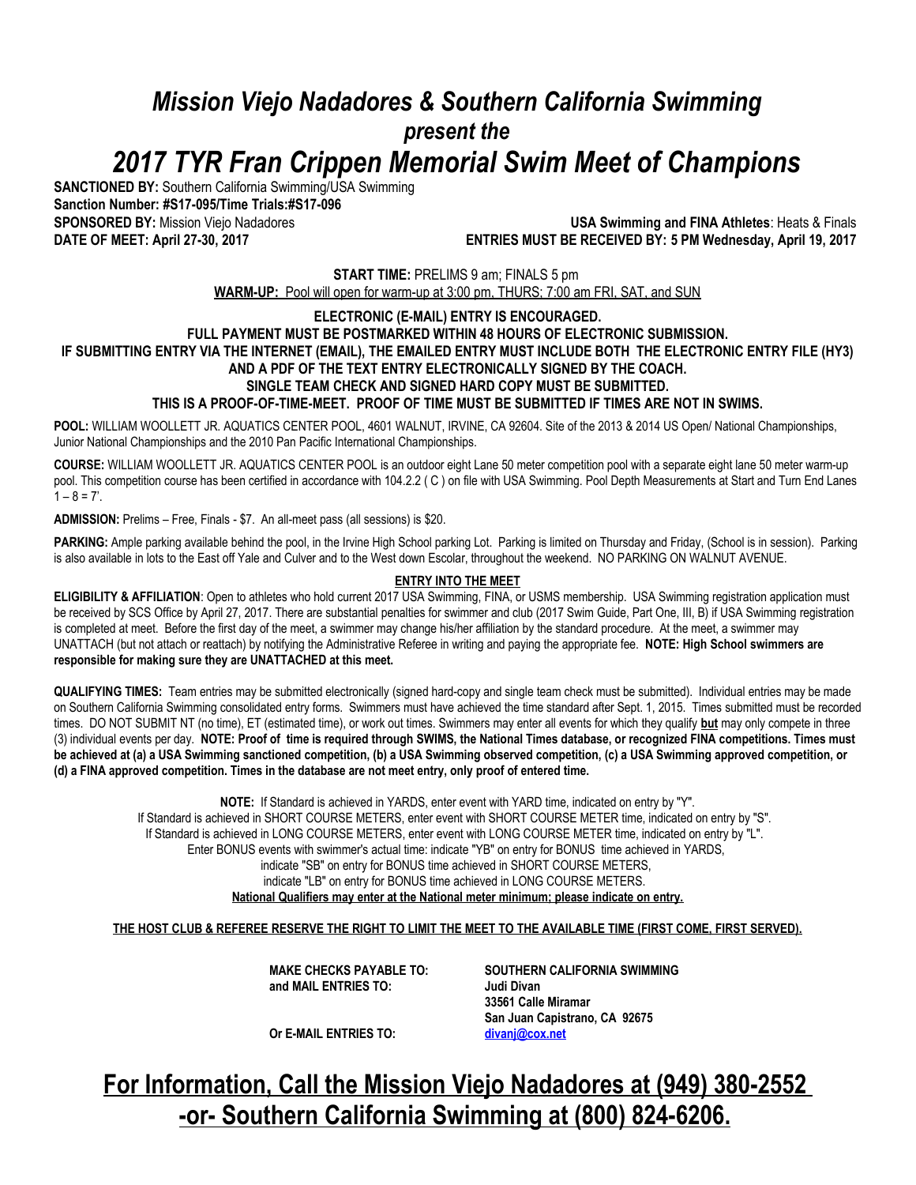# *Mission Viejo Nadadores & Southern California Swimming*

### *present the*

# *2017 TYR Fran Crippen Memorial Swim Meet of Champions*

**SANCTIONED BY:** Southern California Swimming/USA Swimming
**Sanction Number: #S17-095/Time Trials:#S17-096**
**SPONSORED BY:** Mission Viejo Nadadores
**USA Swimming and FINA Athletes**: Heats & Finals
**DATE OF MEET: April 27-30, 2017**
**ENTRIES MUST BE RECEIVED BY: 5 PM Wednesday, April 19, 2017**

**START TIME:** PRELIMS 9 am; FINALS 5 pm

**WARM-UP:** Pool will open for warm-up at 3:00 pm, THURS; 7:00 am FRI, SAT, and SUN

**ELECTRONIC (E-MAIL) ENTRY IS ENCOURAGED.**
**FULL PAYMENT MUST BE POSTMARKED WITHIN 48 HOURS OF ELECTRONIC SUBMISSION.**
**IF SUBMITTING ENTRY VIA THE INTERNET (EMAIL), THE EMAILED ENTRY MUST INCLUDE BOTH THE ELECTRONIC ENTRY FILE (HY3) AND A PDF OF THE TEXT ENTRY ELECTRONICALLY SIGNED BY THE COACH.**
**SINGLE TEAM CHECK AND SIGNED HARD COPY MUST BE SUBMITTED.**
**THIS IS A PROOF-OF-TIME-MEET. PROOF OF TIME MUST BE SUBMITTED IF TIMES ARE NOT IN SWIMS.**

**POOL:** WILLIAM WOOLLETT JR. AQUATICS CENTER POOL, 4601 WALNUT, IRVINE, CA 92604. Site of the 2013 & 2014 US Open/ National Championships, Junior National Championships and the 2010 Pan Pacific International Championships.

**COURSE:** WILLIAM WOOLLETT JR. AQUATICS CENTER POOL is an outdoor eight Lane 50 meter competition pool with a separate eight lane 50 meter warm-up pool. This competition course has been certified in accordance with 104.2.2 ( C ) on file with USA Swimming. Pool Depth Measurements at Start and Turn End Lanes 1 – 8 = 7'.

**ADMISSION:** Prelims – Free, Finals - $7. An all-meet pass (all sessions) is $20.

**PARKING:** Ample parking available behind the pool, in the Irvine High School parking Lot. Parking is limited on Thursday and Friday, (School is in session). Parking is also available in lots to the East off Yale and Culver and to the West down Escolar, throughout the weekend. NO PARKING ON WALNUT AVENUE.

## ENTRY INTO THE MEET

**ELIGIBILITY & AFFILIATION**: Open to athletes who hold current 2017 USA Swimming, FINA, or USMS membership. USA Swimming registration application must be received by SCS Office by April 27, 2017. There are substantial penalties for swimmer and club (2017 Swim Guide, Part One, III, B) if USA Swimming registration is completed at meet. Before the first day of the meet, a swimmer may change his/her affiliation by the standard procedure. At the meet, a swimmer may UNATTACH (but not attach or reattach) by notifying the Administrative Referee in writing and paying the appropriate fee. **NOTE: High School swimmers are responsible for making sure they are UNATTACHED at this meet.**

**QUALIFYING TIMES:** Team entries may be submitted electronically (signed hard-copy and single team check must be submitted). Individual entries may be made on Southern California Swimming consolidated entry forms. Swimmers must have achieved the time standard after Sept. 1, 2015. Times submitted must be recorded times. DO NOT SUBMIT NT (no time), ET (estimated time), or work out times. Swimmers may enter all events for which they qualify **but** may only compete in three (3) individual events per day. **NOTE: Proof of time is required through SWIMS, the National Times database, or recognized FINA competitions. Times must be achieved at (a) a USA Swimming sanctioned competition, (b) a USA Swimming observed competition, (c) a USA Swimming approved competition, or (d) a FINA approved competition. Times in the database are not meet entry, only proof of entered time.**

**NOTE:** If Standard is achieved in YARDS, enter event with YARD time, indicated on entry by "Y".
If Standard is achieved in SHORT COURSE METERS, enter event with SHORT COURSE METER time, indicated on entry by "S".
If Standard is achieved in LONG COURSE METERS, enter event with LONG COURSE METER time, indicated on entry by "L".
Enter BONUS events with swimmer's actual time: indicate "YB" on entry for BONUS time achieved in YARDS,
indicate "SB" on entry for BONUS time achieved in SHORT COURSE METERS,
indicate "LB" on entry for BONUS time achieved in LONG COURSE METERS.
**National Qualifiers may enter at the National meter minimum; please indicate on entry.**

**THE HOST CLUB & REFEREE RESERVE THE RIGHT TO LIMIT THE MEET TO THE AVAILABLE TIME (FIRST COME, FIRST SERVED).**

**MAKE CHECKS PAYABLE TO:** **SOUTHERN CALIFORNIA SWIMMING**
**and MAIL ENTRIES TO:** **Judi Divan**
**33561 Calle Miramar**
**San Juan Capistrano, CA 92675**

**Or E-MAIL ENTRIES TO:** **divanj@cox.net**

## For Information, Call the Mission Viejo Nadadores at (949) 380-2552 -or- Southern California Swimming at (800) 824-6206.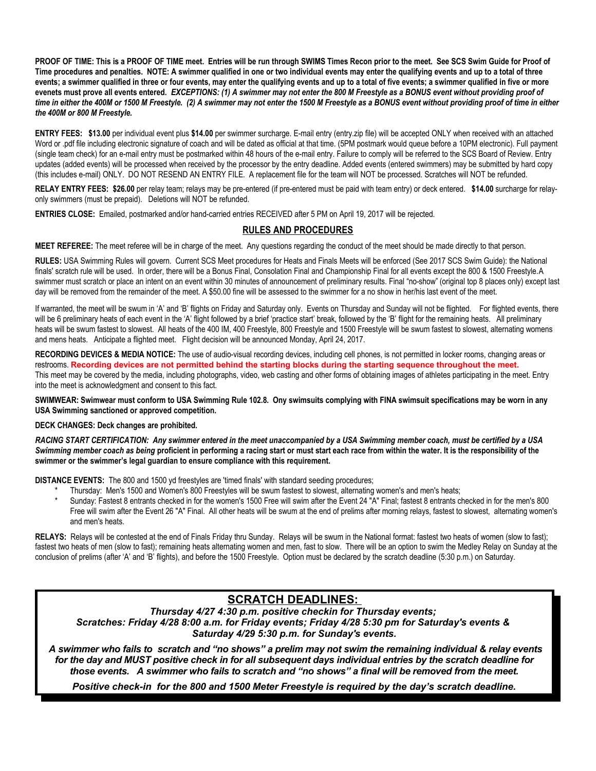**PROOF OF TIME: This is a PROOF OF TIME meet. Entries will be run through SWIMS Times Recon prior to the meet. See SCS Swim Guide for Proof of Time procedures and penalties. NOTE: A swimmer qualified in one or two individual events may enter the qualifying events and up to a total of three events; a swimmer qualified in three or four events, may enter the qualifying events and up to a total of five events; a swimmer qualified in five or more evenets must prove all events entered.** ***EXCEPTIONS: (1) A swimmer may not enter the 800 M Freestyle as a BONUS event without providing proof of time in either the 400M or 1500 M Freestyle. (2) A swimmer may not enter the 1500 M Freestyle as a BONUS event without providing proof of time in either the 400M or 800 M Freestyle.***

**ENTRY FEES: $13.00** per individual event plus **$14.00** per swimmer surcharge. E-mail entry (entry.zip file) will be accepted ONLY when received with an attached Word or .pdf file including electronic signature of coach and will be dated as official at that time. (5PM postmark would queue before a 10PM electronic). Full payment (single team check) for an e-mail entry must be postmarked within 48 hours of the e-mail entry. Failure to comply will be referred to the SCS Board of Review. Entry updates (added events) will be processed when received by the processor by the entry deadline. Added events (entered swimmers) may be submitted by hard copy (this includes e-mail) ONLY. DO NOT RESEND AN ENTRY FILE. A replacement file for the team will NOT be processed. Scratches will NOT be refunded.

**RELAY ENTRY FEES: $26.00** per relay team; relays may be pre-entered (if pre-entered must be paid with team entry) or deck entered. **$14.00** surcharge for relay-only swimmers (must be prepaid). Deletions will NOT be refunded.

**ENTRIES CLOSE:** Emailed, postmarked and/or hand-carried entries RECEIVED after 5 PM on April 19, 2017 will be rejected.

## RULES AND PROCEDURES

**MEET REFEREE:** The meet referee will be in charge of the meet. Any questions regarding the conduct of the meet should be made directly to that person.

**RULES:** USA Swimming Rules will govern. Current SCS Meet procedures for Heats and Finals Meets will be enforced (See 2017 SCS Swim Guide): the National finals' scratch rule will be used. In order, there will be a Bonus Final, Consolation Final and Championship Final for all events except the 800 & 1500 Freestyle.A swimmer must scratch or place an intent on an event within 30 minutes of announcement of preliminary results. Final "no-show" (original top 8 places only) except last day will be removed from the remainder of the meet. A $50.00 fine will be assessed to the swimmer for a no show in her/his last event of the meet.

If warranted, the meet will be swum in 'A' and 'B' flights on Friday and Saturday only. Events on Thursday and Sunday will not be flighted. For flighted events, there will be 6 preliminary heats of each event in the 'A' flight followed by a brief 'practice start' break, followed by the 'B' flight for the remaining heats. All preliminary heats will be swum fastest to slowest. All heats of the 400 IM, 400 Freestyle, 800 Freestyle and 1500 Freestyle will be swum fastest to slowest, alternating womens and mens heats. Anticipate a flighted meet. Flight decision will be announced Monday, April 24, 2017.

**RECORDING DEVICES & MEDIA NOTICE:** The use of audio-visual recording devices, including cell phones, is not permitted in locker rooms, changing areas or restrooms. **Recording devices are not permitted behind the starting blocks during the starting sequence throughout the meet.** This meet may be covered by the media, including photographs, video, web casting and other forms of obtaining images of athletes participating in the meet. Entry into the meet is acknowledgment and consent to this fact.

**SWIMWEAR: Swimwear must conform to USA Swimming Rule 102.8. Ony swimsuits complying with FINA swimsuit specifications may be worn in any USA Swimming sanctioned or approved competition.**

**DECK CHANGES: Deck changes are prohibited.**

***RACING START CERTIFICATION: Any swimmer entered in the meet unaccompanied by a USA Swimming member coach, must be certified by a USA Swimming member coach as being*** **proficient in performing a racing start or must start each race from within the water. It is the responsibility of the swimmer or the swimmer's legal guardian to ensure compliance with this requirement.**

**DISTANCE EVENTS:** The 800 and 1500 yd freestyles are 'timed finals' with standard seeding procedures;

* Thursday: Men's 1500 and Women's 800 Freestyles will be swum fastest to slowest, alternating women's and men's heats;
* Sunday: Fastest 8 entrants checked in for the women's 1500 Free will swim after the Event 24 "A" Final; fastest 8 entrants checked in for the men's 800 Free will swim after the Event 26 "A" Final. All other heats will be swum at the end of prelims after morning relays, fastest to slowest, alternating women's and men's heats.

**RELAYS:** Relays will be contested at the end of Finals Friday thru Sunday. Relays will be swum in the National format: fastest two heats of women (slow to fast); fastest two heats of men (slow to fast); remaining heats alternating women and men, fast to slow. There will be an option to swim the Medley Relay on Sunday at the conclusion of prelims (after 'A' and 'B' flights), and before the 1500 Freestyle. Option must be declared by the scratch deadline (5:30 p.m.) on Saturday.

## SCRATCH DEADLINES:

***Thursday 4/27 4:30 p.m. positive checkin for Thursday events;***
***Scratches: Friday 4/28 8:00 a.m. for Friday events; Friday 4/28 5:30 pm for Saturday's events & Saturday 4/29 5:30 p.m. for Sunday's events.***

***A swimmer who fails to scratch and "no shows" a prelim may not swim the remaining individual & relay events for the day and MUST positive check in for all subsequent days individual entries by the scratch deadline for those events. A swimmer who fails to scratch and "no shows" a final will be removed from the meet.***

***Positive check-in for the 800 and 1500 Meter Freestyle is required by the day's scratch deadline.***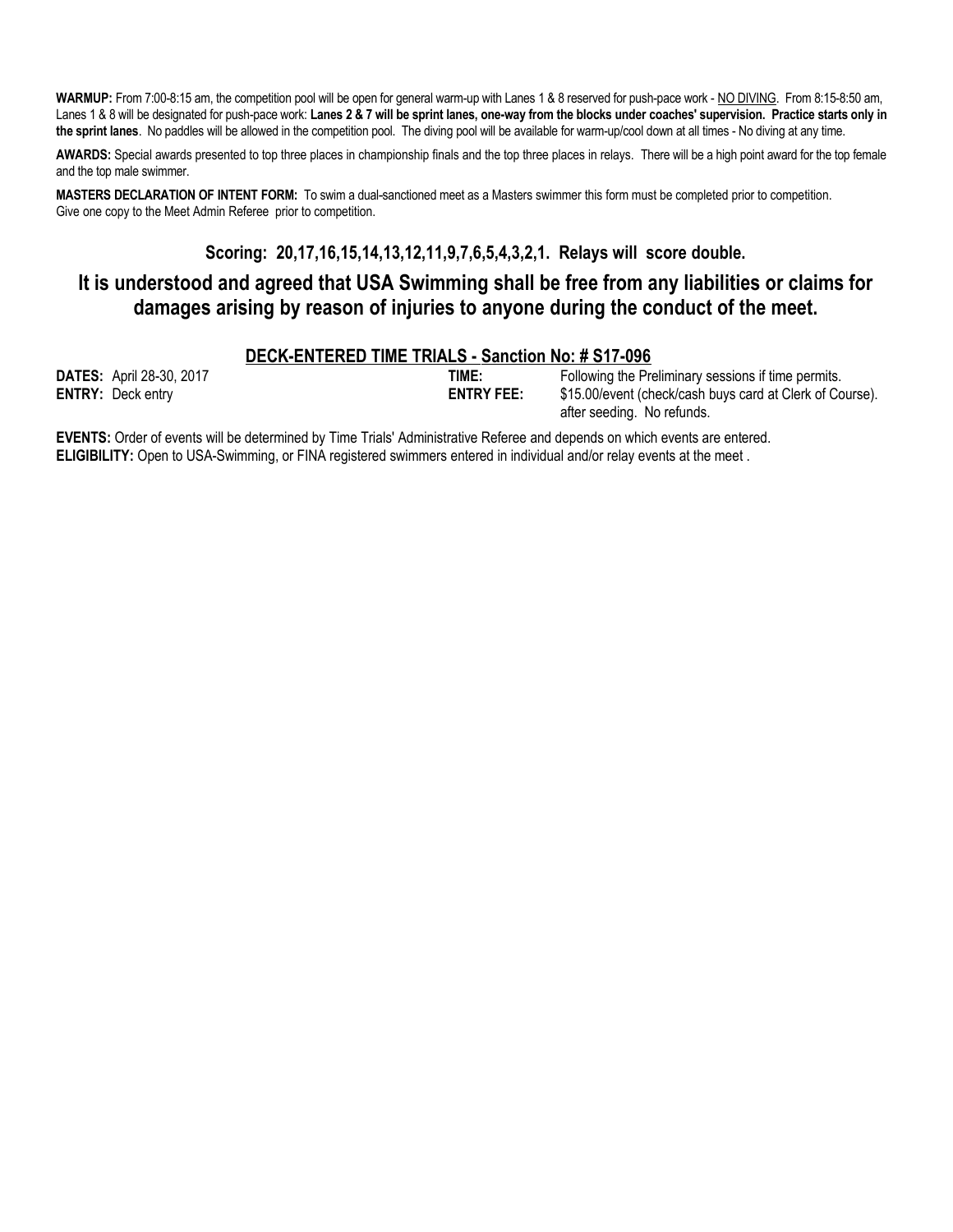**WARMUP:** From 7:00-8:15 am, the competition pool will be open for general warm-up with Lanes 1 & 8 reserved for push-pace work - NO DIVING. From 8:15-8:50 am, Lanes 1 & 8 will be designated for push-pace work: **Lanes 2 & 7 will be sprint lanes, one-way from the blocks under coaches' supervision. Practice starts only in the sprint lanes**. No paddles will be allowed in the competition pool. The diving pool will be available for warm-up/cool down at all times - No diving at any time.

**AWARDS:** Special awards presented to top three places in championship finals and the top three places in relays. There will be a high point award for the top female and the top male swimmer.

**MASTERS DECLARATION OF INTENT FORM:** To swim a dual-sanctioned meet as a Masters swimmer this form must be completed prior to competition. Give one copy to the Meet Admin Referee prior to competition.

### Scoring: 20,17,16,15,14,13,12,11,9,7,6,5,4,3,2,1. Relays will score double.

## It is understood and agreed that USA Swimming shall be free from any liabilities or claims for damages arising by reason of injuries to anyone during the conduct of the meet.

### DECK-ENTERED TIME TRIALS - Sanction No: # S17-096

**DATES:** April 28-30, 2017

**ENTRY:** Deck entry

**TIME:** Following the Preliminary sessions if time permits.

**ENTRY FEE:** $15.00/event (check/cash buys card at Clerk of Course). after seeding. No refunds.

**EVENTS:** Order of events will be determined by Time Trials' Administrative Referee and depends on which events are entered.

**ELIGIBILITY:** Open to USA-Swimming, or FINA registered swimmers entered in individual and/or relay events at the meet .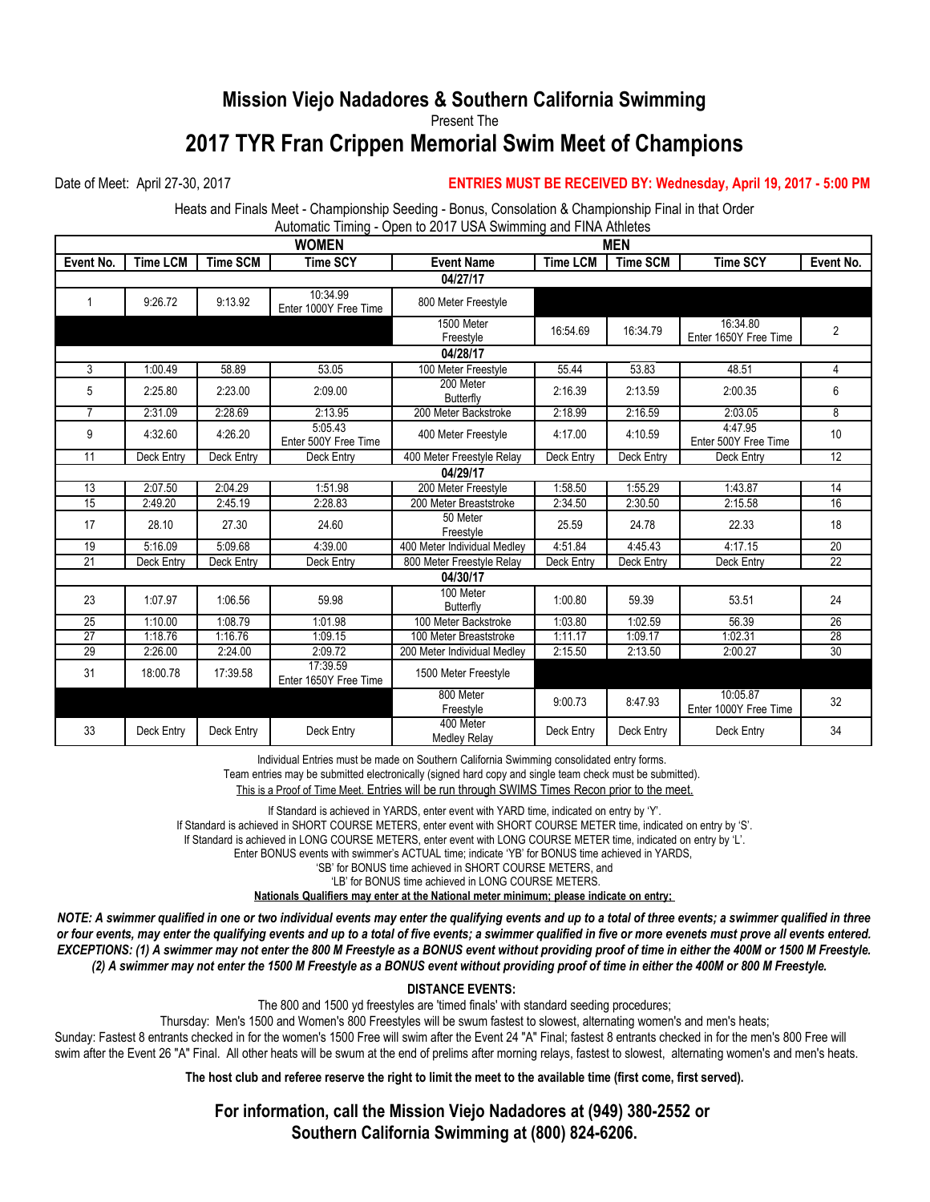## Mission Viejo Nadadores & Southern California Swimming

Present The

# 2017 TYR Fran Crippen Memorial Swim Meet of Champions

Date of Meet: April 27-30, 2017

**ENTRIES MUST BE RECEIVED BY: Wednesday, April 19, 2017 - 5:00 PM**

Heats and Finals Meet - Championship Seeding - Bonus, Consolation & Championship Final in that Order
Automatic Timing - Open to 2017 USA Swimming and FINA Athletes

| WOMEN | | | | | MEN | | | |
|---|---|---|---|---|---|---|---|---|
| **Event No.** | **Time LCM** | **Time SCM** | **Time SCY** | **Event Name** | **Time LCM** | **Time SCM** | **Time SCY** | **Event No.** |
| | | | | **04/27/17** | | | | |
| 1 | 9:26.72 | 9:13.92 | 10:34.99 Enter 1000Y Free Time | 800 Meter Freestyle | | | | |
| | | | | 1500 Meter Freestyle | 16:54.69 | 16:34.79 | 16:34.80 Enter 1650Y Free Time | 2 |
| | | | | **04/28/17** | | | | |
| 3 | 1:00.49 | 58.89 | 53.05 | 100 Meter Freestyle | 55.44 | 53.83 | 48.51 | 4 |
| 5 | 2:25.80 | 2:23.00 | 2:09.00 | 200 Meter Butterfly | 2:16.39 | 2:13.59 | 2:00.35 | 6 |
| 7 | 2:31.09 | 2:28.69 | 2:13.95 | 200 Meter Backstroke | 2:18.99 | 2:16.59 | 2:03.05 | 8 |
| 9 | 4:32.60 | 4:26.20 | 5:05.43 Enter 500Y Free Time | 400 Meter Freestyle | 4:17.00 | 4:10.59 | 4:47.95 Enter 500Y Free Time | 10 |
| 11 | Deck Entry | Deck Entry | Deck Entry | 400 Meter Freestyle Relay | Deck Entry | Deck Entry | Deck Entry | 12 |
| | | | | **04/29/17** | | | | |
| 13 | 2:07.50 | 2:04.29 | 1:51.98 | 200 Meter Freestyle | 1:58.50 | 1:55.29 | 1:43.87 | 14 |
| 15 | 2:49.20 | 2:45.19 | 2:28.83 | 200 Meter Breaststroke | 2:34.50 | 2:30.50 | 2:15.58 | 16 |
| 17 | 28.10 | 27.30 | 24.60 | 50 Meter Freestyle | 25.59 | 24.78 | 22.33 | 18 |
| 19 | 5:16.09 | 5:09.68 | 4:39.00 | 400 Meter Individual Medley | 4:51.84 | 4:45.43 | 4:17.15 | 20 |
| 21 | Deck Entry | Deck Entry | Deck Entry | 800 Meter Freestyle Relay | Deck Entry | Deck Entry | Deck Entry | 22 |
| | | | | **04/30/17** | | | | |
| 23 | 1:07.97 | 1:06.56 | 59.98 | 100 Meter Butterfly | 1:00.80 | 59.39 | 53.51 | 24 |
| 25 | 1:10.00 | 1:08.79 | 1:01.98 | 100 Meter Backstroke | 1:03.80 | 1:02.59 | 56.39 | 26 |
| 27 | 1:18.76 | 1:16.76 | 1:09.15 | 100 Meter Breaststroke | 1:11.17 | 1:09.17 | 1:02.31 | 28 |
| 29 | 2:26.00 | 2:24.00 | 2:09.72 | 200 Meter Individual Medley | 2:15.50 | 2:13.50 | 2:00.27 | 30 |
| 31 | 18:00.78 | 17:39.58 | 17:39.59 Enter 1650Y Free Time | 1500 Meter Freestyle | | | | |
| | | | | 800 Meter Freestyle | 9:00.73 | 8:47.93 | 10:05.87 Enter 1000Y Free Time | 32 |
| 33 | Deck Entry | Deck Entry | Deck Entry | 400 Meter Medley Relay | Deck Entry | Deck Entry | Deck Entry | 34 |

Individual Entries must be made on Southern California Swimming consolidated entry forms.
Team entries may be submitted electronically (signed hard copy and single team check must be submitted).
This is a Proof of Time Meet. Entries will be run through SWIMS Times Recon prior to the meet.

If Standard is achieved in YARDS, enter event with YARD time, indicated on entry by 'Y'.
If Standard is achieved in SHORT COURSE METERS, enter event with SHORT COURSE METER time, indicated on entry by 'S'.
If Standard is achieved in LONG COURSE METERS, enter event with LONG COURSE METER time, indicated on entry by 'L'.
Enter BONUS events with swimmer's ACTUAL time; indicate 'YB' for BONUS time achieved in YARDS,
'SB' for BONUS time achieved in SHORT COURSE METERS, and
'LB' for BONUS time achieved in LONG COURSE METERS.
**Nationals Qualifiers may enter at the National meter minimum; please indicate on entry;**

***NOTE: A swimmer qualified in one or two individual events may enter the qualifying events and up to a total of three events; a swimmer qualified in three or four events, may enter the qualifying events and up to a total of five events; a swimmer qualified in five or more evenets must prove all events entered. EXCEPTIONS: (1) A swimmer may not enter the 800 M Freestyle as a BONUS event without providing proof of time in either the 400M or 1500 M Freestyle. (2) A swimmer may not enter the 1500 M Freestyle as a BONUS event without providing proof of time in either the 400M or 800 M Freestyle.***

**DISTANCE EVENTS:**

The 800 and 1500 yd freestyles are 'timed finals' with standard seeding procedures;
Thursday: Men's 1500 and Women's 800 Freestyles will be swum fastest to slowest, alternating women's and men's heats;
Sunday: Fastest 8 entrants checked in for the women's 1500 Free will swim after the Event 24 "A" Final; fastest 8 entrants checked in for the men's 800 Free will swim after the Event 26 "A" Final. All other heats will be swum at the end of prelims after morning relays, fastest to slowest, alternating women's and men's heats.

**The host club and referee reserve the right to limit the meet to the available time (first come, first served).**

**For information, call the Mission Viejo Nadadores at (949) 380-2552 or Southern California Swimming at (800) 824-6206.**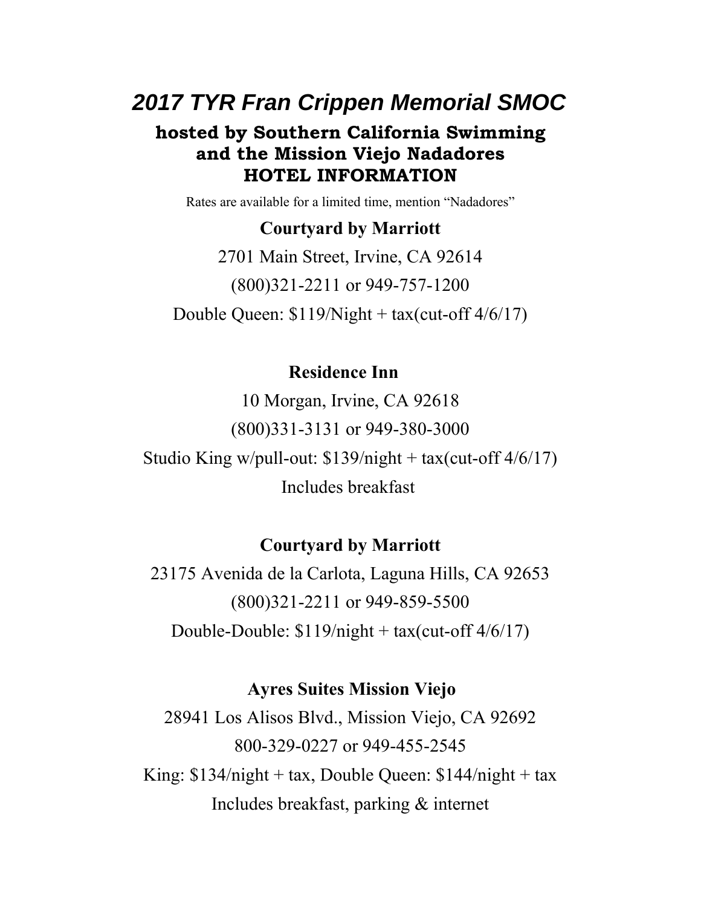# *2017 TYR Fran Crippen Memorial SMOC*

## hosted by Southern California Swimming and the Mission Viejo Nadadores
## HOTEL INFORMATION

Rates are available for a limited time, mention “Nadadores”

**Courtyard by Marriott**

2701 Main Street, Irvine, CA 92614

(800)321-2211 or 949-757-1200

Double Queen: $119/Night + tax(cut-off 4/6/17)

**Residence Inn**

10 Morgan, Irvine, CA 92618

(800)331-3131 or 949-380-3000

Studio King w/pull-out: $139/night + tax(cut-off 4/6/17)

Includes breakfast

**Courtyard by Marriott**

23175 Avenida de la Carlota, Laguna Hills, CA 92653

(800)321-2211 or 949-859-5500

Double-Double: $119/night + tax(cut-off 4/6/17)

**Ayres Suites Mission Viejo**

28941 Los Alisos Blvd., Mission Viejo, CA 92692

800-329-0227 or 949-455-2545

King: $134/night + tax, Double Queen: $144/night + tax

Includes breakfast, parking & internet